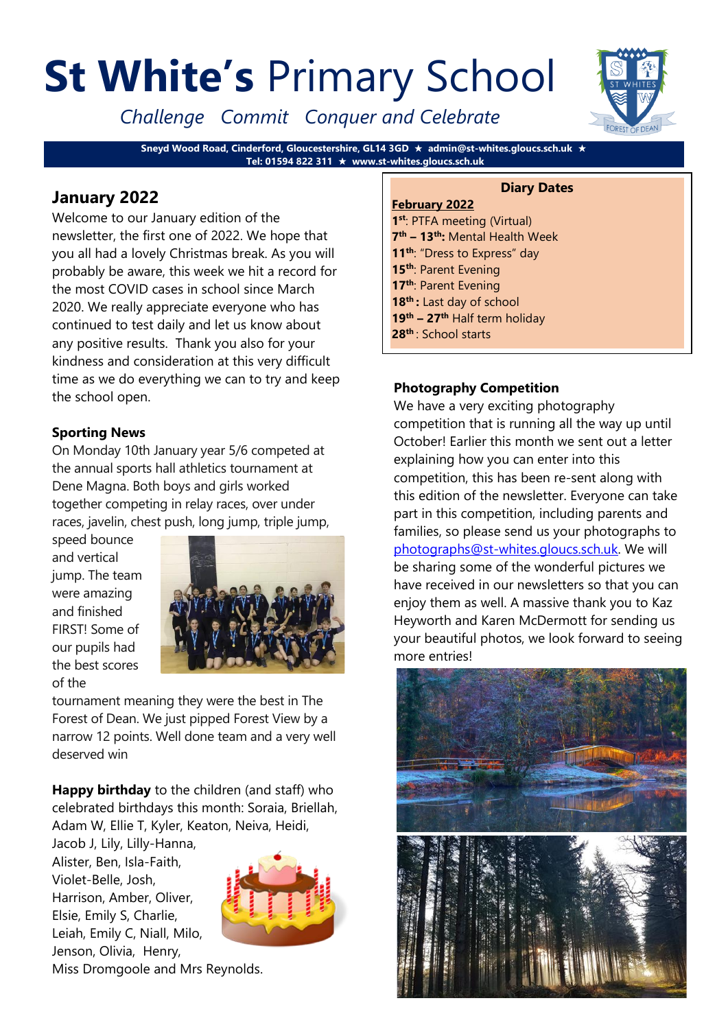# **St White's** Primary School

*Challenge Commit Conquer and Celebrate*

**Sneyd Wood Road, Cinderford, Gloucestershire, GL14 3GD ★ admin@st-whites.gloucs.sch.uk ★ Tel: 01594 822 311 ★ www.st-whites.gloucs.sch.uk**

## January 2022

Welcome to our January edition of the newsletter, the first one of 2022. We hope that you all had a lovely Christmas break. As you will probably be aware, this week we hit a record for the most COVID cases in school since March 2020. We really appreciate everyone who has continued to test daily and let us know about any positive results. Thank you also for your kindness and consideration at this very difficult time as we do everything we can to try and keep the school open.

### Sporting News

On Monday 10th January year 5/6 competed at the annual sports hall athletics tournament at Dene Magna. Both boys and girls worked together competing in relay races, over under races, javelin, chest push, long jump, triple jump, speed bounce and vertical jump. The team were amazing and finished FIRST! Some of our pupils had the best scores of the tournament meaning they were the best in The Forest of Dean. We just pipped Forest View by a narrow 12 points. Well done team and a very well deserved win

**Happy birthday** to the children (and staff) who celebrated birthdays this month: Soraia, Briellah, Adam W, Ellie T, Kyler, Keaton, Neiva, Heidi, Jacob J, Lily, Lilly-Hanna, Alister, Ben, Isla-Faith, Violet-Belle, Josh, Harrison, Amber, Oliver, Elsie, Emily S, Charlie, Leiah, Emily C, Niall, Milo, Jenson, Olivia, Henry, Miss Dromgoole and Mrs Reynolds.

### Diary Dates

**February 2022**

- **1st**: PTFA meeting (Virtual)
- **7th – 13th:** Mental Health Week
- **11th**: "Dress to Express" day
- **15th**: Parent Evening
- **17th**: Parent Evening
- **18th :** Last day of school
- **19th – 27th** Half term holiday
- **28th** : School starts

### Photography Competition

We have a very exciting photography competition that is running all the way up until October! Earlier this month we sent out a letter explaining how you can enter into this competition, this has been re-sent along with this edition of the newsletter. Everyone can take part in this competition, including parents and families, so please send us your photographs to photographs@st-whites.gloucs.sch.uk. We will be sharing some of the wonderful pictures we have received in our newsletters so that you can enjoy them as well. A massive thank you to Kaz Heyworth and Karen McDermott for sending us your beautiful photos, we look forward to seeing more entries!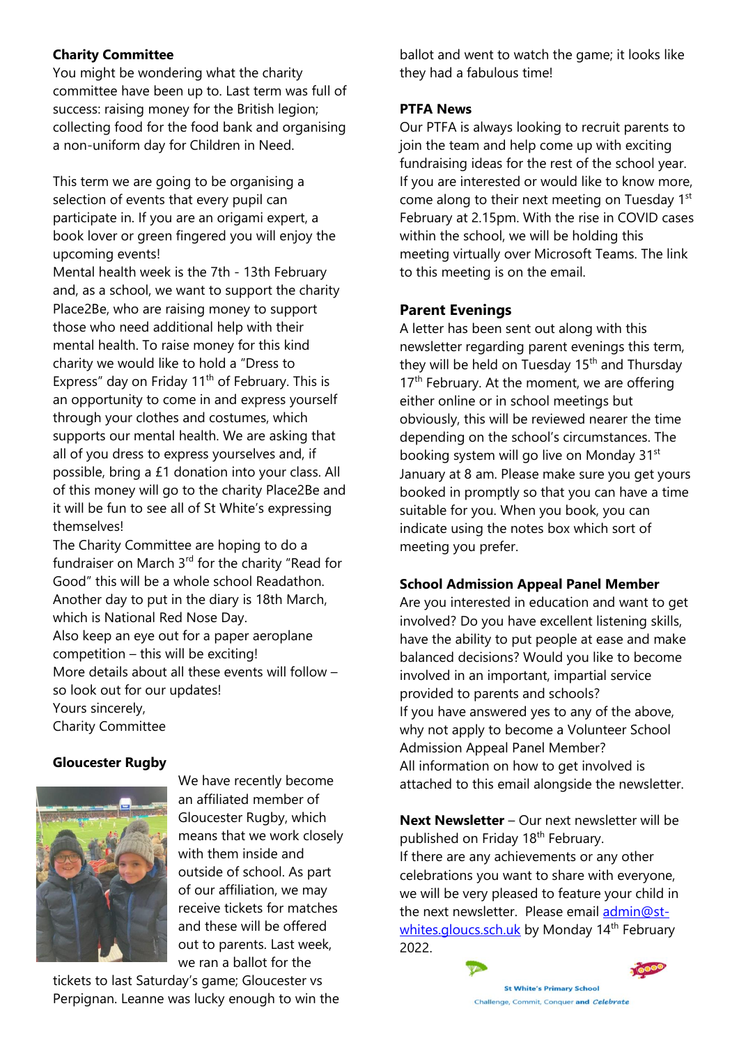**Charity Committee**

You might be wondering what the charity committee have been up to. Last term was full of success: raising money for the British legion; collecting food for the food bank and organising a non-uniform day for Children in Need.

This term we are going to be organising a selection of events that every pupil can participate in. If you are an origami expert, a book lover or green fingered you will enjoy the upcoming events!

Mental health week is the 7th - 13th February and, as a school, we want to support the charity Place2Be, who are raising money to support those who need additional help with their mental health. To raise money for this kind charity we would like to hold a "Dress to Express" day on Friday 11th of February. This is an opportunity to come in and express yourself through your clothes and costumes, which supports our mental health. We are asking that all of you dress to express yourselves and, if possible, bring a £1 donation into your class. All of this money will go to the charity Place2Be and it will be fun to see all of St White's expressing themselves!

The Charity Committee are hoping to do a fundraiser on March 3rd for the charity "Read for Good" this will be a whole school Readathon.

Another day to put in the diary is 18th March, which is National Red Nose Day.

Also keep an eye out for a paper aeroplane competition – this will be exciting!

More details about all these events will follow – so look out for our updates!

Yours sincerely,

Charity Committee

**Gloucester Rugby**

We have recently become an affiliated member of Gloucester Rugby, which means that we work closely with them inside and outside of school. As part of our affiliation, we may receive tickets for matches and these will be offered out to parents. Last week, we ran a ballot for the tickets to last Saturday's game; Gloucester vs Perpignan. Leanne was lucky enough to win the ballot and went to watch the game; it looks like they had a fabulous time!

**PTFA News**

Our PTFA is always looking to recruit parents to join the team and help come up with exciting fundraising ideas for the rest of the school year. If you are interested or would like to know more, come along to their next meeting on Tuesday 1st February at 2.15pm. With the rise in COVID cases within the school, we will be holding this meeting virtually over Microsoft Teams. The link to this meeting is on the email.

**Parent Evenings**

A letter has been sent out along with this newsletter regarding parent evenings this term, they will be held on Tuesday 15th and Thursday 17th February. At the moment, we are offering either online or in school meetings but obviously, this will be reviewed nearer the time depending on the school's circumstances. The booking system will go live on Monday 31st January at 8 am. Please make sure you get yours booked in promptly so that you can have a time suitable for you. When you book, you can indicate using the notes box which sort of meeting you prefer.

**School Admission Appeal Panel Member**

Are you interested in education and want to get involved? Do you have excellent listening skills, have the ability to put people at ease and make balanced decisions? Would you like to become involved in an important, impartial service provided to parents and schools?

If you have answered yes to any of the above, why not apply to become a Volunteer School Admission Appeal Panel Member?

All information on how to get involved is attached to this email alongside the newsletter.

**Next Newsletter** – Our next newsletter will be published on Friday 18th February.

If there are any achievements or any other celebrations you want to share with everyone, we will be very pleased to feature your child in the next newsletter. Please email [admin@st-whites.gloucs.sch.uk](mailto:admin@st-whites.gloucs.sch.uk) by Monday 14th February 2022.

St White's Primary School

Challenge, Commit, Conquer and *Celebrate*